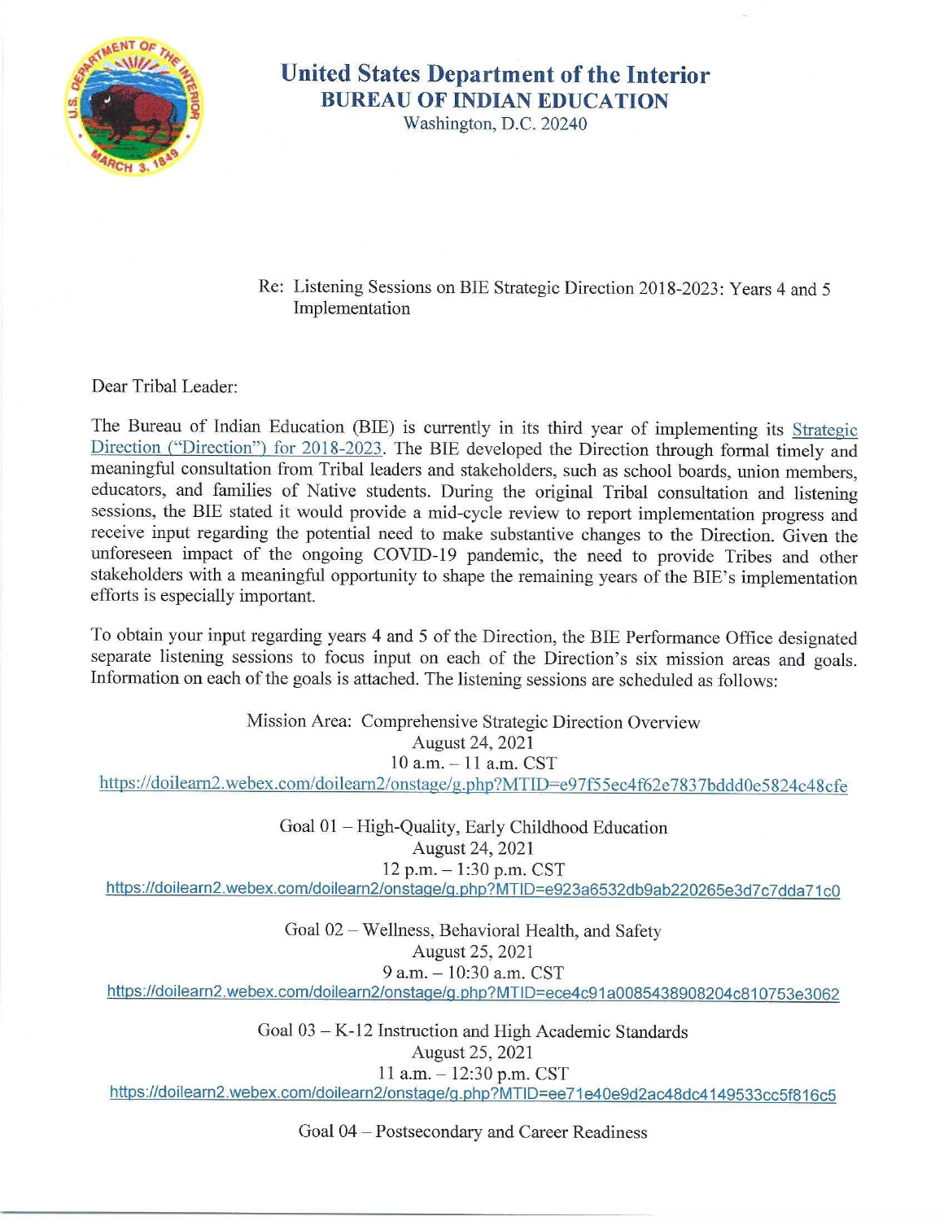# United States Department of the Interior
## BUREAU OF INDIAN EDUCATION
Washington, D.C. 20240

Re: Listening Sessions on BIE Strategic Direction 2018-2023: Years 4 and 5 Implementation

Dear Tribal Leader:

The Bureau of Indian Education (BIE) is currently in its third year of implementing its Strategic Direction ("Direction") for 2018-2023. The BIE developed the Direction through formal timely and meaningful consultation from Tribal leaders and stakeholders, such as school boards, union members, educators, and families of Native students. During the original Tribal consultation and listening sessions, the BIE stated it would provide a mid-cycle review to report implementation progress and receive input regarding the potential need to make substantive changes to the Direction. Given the unforeseen impact of the ongoing COVID-19 pandemic, the need to provide Tribes and other stakeholders with a meaningful opportunity to shape the remaining years of the BIE's implementation efforts is especially important.

To obtain your input regarding years 4 and 5 of the Direction, the BIE Performance Office designated separate listening sessions to focus input on each of the Direction's six mission areas and goals. Information on each of the goals is attached. The listening sessions are scheduled as follows:

Mission Area: Comprehensive Strategic Direction Overview
August 24, 2021
10 a.m. – 11 a.m. CST
https://doilearn2.webex.com/doilearn2/onstage/g.php?MTID=e97f55ec4f62e7837bddd0e5824c48cfe

Goal 01 – High-Quality, Early Childhood Education
August 24, 2021
12 p.m. – 1:30 p.m. CST
https://doilearn2.webex.com/doilearn2/onstage/g.php?MTID=e923a6532db9ab220265e3d7c7dda71c0

Goal 02 – Wellness, Behavioral Health, and Safety
August 25, 2021
9 a.m. – 10:30 a.m. CST
https://doilearn2.webex.com/doilearn2/onstage/g.php?MTID=ece4c91a0085438908204c810753e3062

Goal 03 – K-12 Instruction and High Academic Standards
August 25, 2021
11 a.m. – 12:30 p.m. CST
https://doilearn2.webex.com/doilearn2/onstage/g.php?MTID=ee71e40e9d2ac48dc4149533cc5f816c5

Goal 04 – Postsecondary and Career Readiness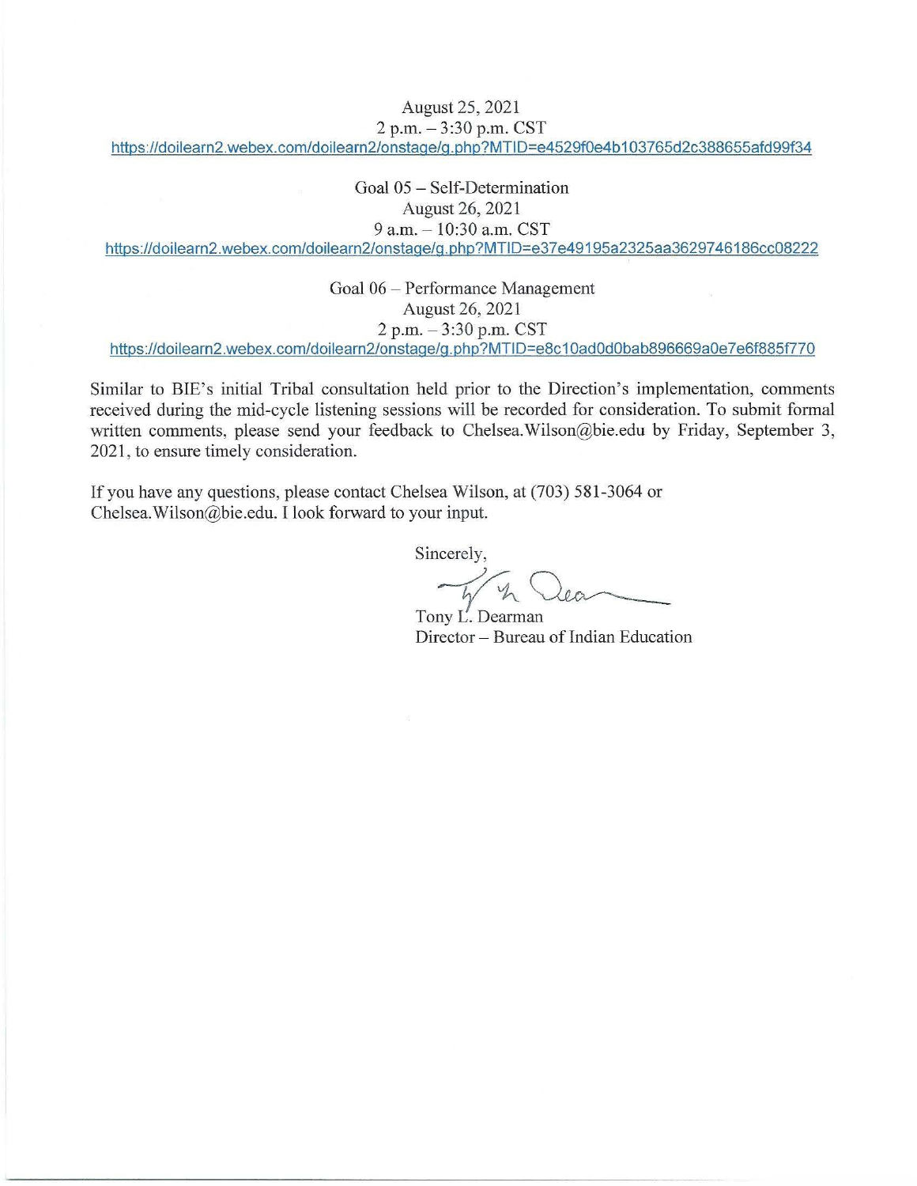August 25, 2021
2 p.m. – 3:30 p.m. CST
https://doilearn2.webex.com/doilearn2/onstage/g.php?MTID=e4529f0e4b103765d2c388655afd99f34

Goal 05 – Self-Determination
August 26, 2021
9 a.m. – 10:30 a.m. CST
https://doilearn2.webex.com/doilearn2/onstage/g.php?MTID=e37e49195a2325aa3629746186cc08222

Goal 06 – Performance Management
August 26, 2021
2 p.m. – 3:30 p.m. CST
https://doilearn2.webex.com/doilearn2/onstage/g.php?MTID=e8c10ad0d0bab896669a0e7e6f885f770

Similar to BIE's initial Tribal consultation held prior to the Direction's implementation, comments received during the mid-cycle listening sessions will be recorded for consideration. To submit formal written comments, please send your feedback to Chelsea.Wilson@bie.edu by Friday, September 3, 2021, to ensure timely consideration.

If you have any questions, please contact Chelsea Wilson, at (703) 581-3064 or Chelsea.Wilson@bie.edu. I look forward to your input.

Sincerely,

Tony L. Dearman
Director – Bureau of Indian Education